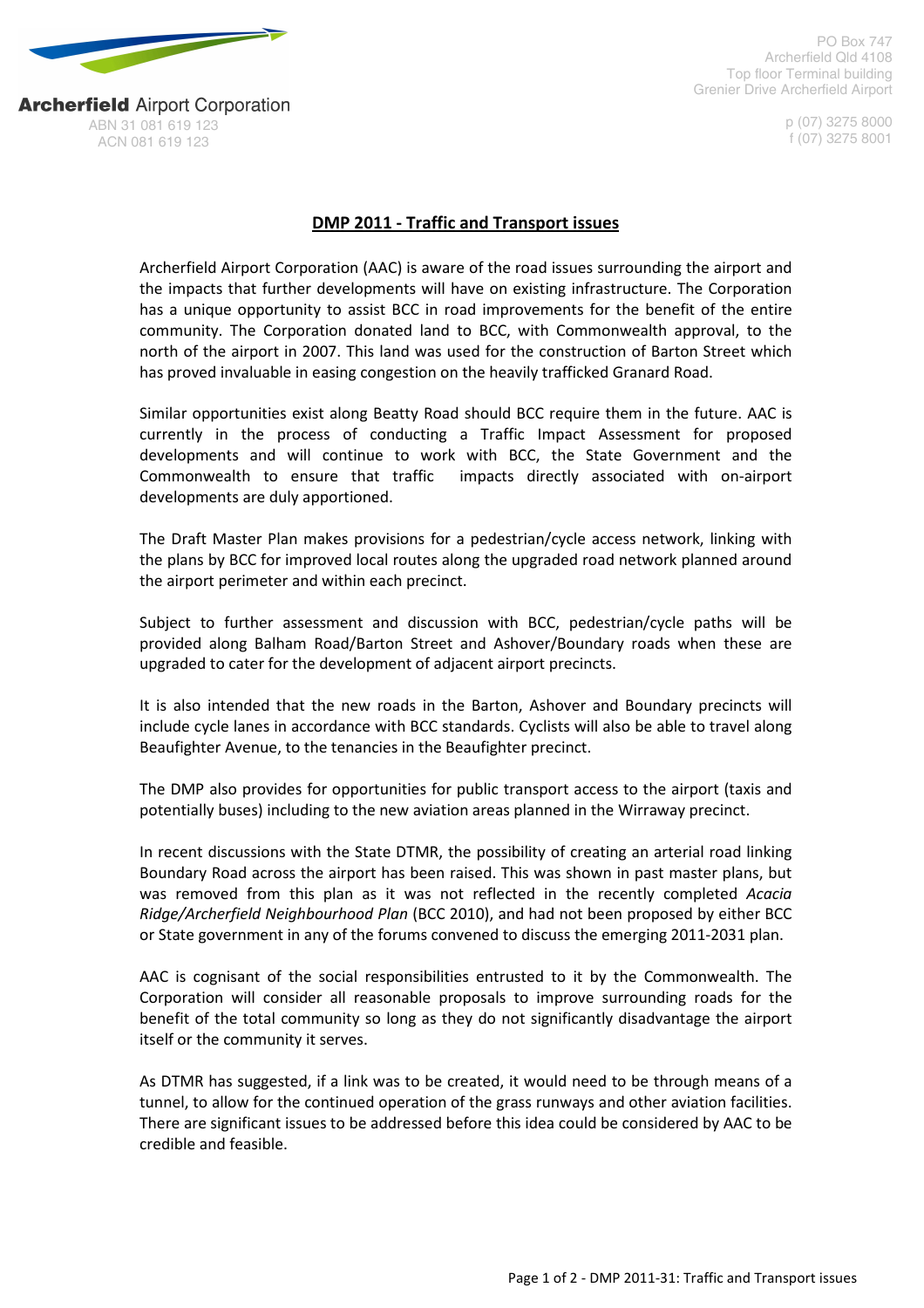**Archerfield** Airport Corporation
ABN 31 081 619 123
ACN 081 619 123

PO Box 747
Archerfield Qld 4108
Top floor Terminal building
Grenier Drive Archerfield Airport

p (07) 3275 8000
f (07) 3275 8001

# DMP 2011 - Traffic and Transport issues

Archerfield Airport Corporation (AAC) is aware of the road issues surrounding the airport and the impacts that further developments will have on existing infrastructure. The Corporation has a unique opportunity to assist BCC in road improvements for the benefit of the entire community. The Corporation donated land to BCC, with Commonwealth approval, to the north of the airport in 2007. This land was used for the construction of Barton Street which has proved invaluable in easing congestion on the heavily trafficked Granard Road.

Similar opportunities exist along Beatty Road should BCC require them in the future. AAC is currently in the process of conducting a Traffic Impact Assessment for proposed developments and will continue to work with BCC, the State Government and the Commonwealth to ensure that traffic impacts directly associated with on-airport developments are duly apportioned.

The Draft Master Plan makes provisions for a pedestrian/cycle access network, linking with the plans by BCC for improved local routes along the upgraded road network planned around the airport perimeter and within each precinct.

Subject to further assessment and discussion with BCC, pedestrian/cycle paths will be provided along Balham Road/Barton Street and Ashover/Boundary roads when these are upgraded to cater for the development of adjacent airport precincts.

It is also intended that the new roads in the Barton, Ashover and Boundary precincts will include cycle lanes in accordance with BCC standards. Cyclists will also be able to travel along Beaufighter Avenue, to the tenancies in the Beaufighter precinct.

The DMP also provides for opportunities for public transport access to the airport (taxis and potentially buses) including to the new aviation areas planned in the Wirraway precinct.

In recent discussions with the State DTMR, the possibility of creating an arterial road linking Boundary Road across the airport has been raised. This was shown in past master plans, but was removed from this plan as it was not reflected in the recently completed *Acacia Ridge/Archerfield Neighbourhood Plan* (BCC 2010), and had not been proposed by either BCC or State government in any of the forums convened to discuss the emerging 2011-2031 plan.

AAC is cognisant of the social responsibilities entrusted to it by the Commonwealth. The Corporation will consider all reasonable proposals to improve surrounding roads for the benefit of the total community so long as they do not significantly disadvantage the airport itself or the community it serves.

As DTMR has suggested, if a link was to be created, it would need to be through means of a tunnel, to allow for the continued operation of the grass runways and other aviation facilities. There are significant issues to be addressed before this idea could be considered by AAC to be credible and feasible.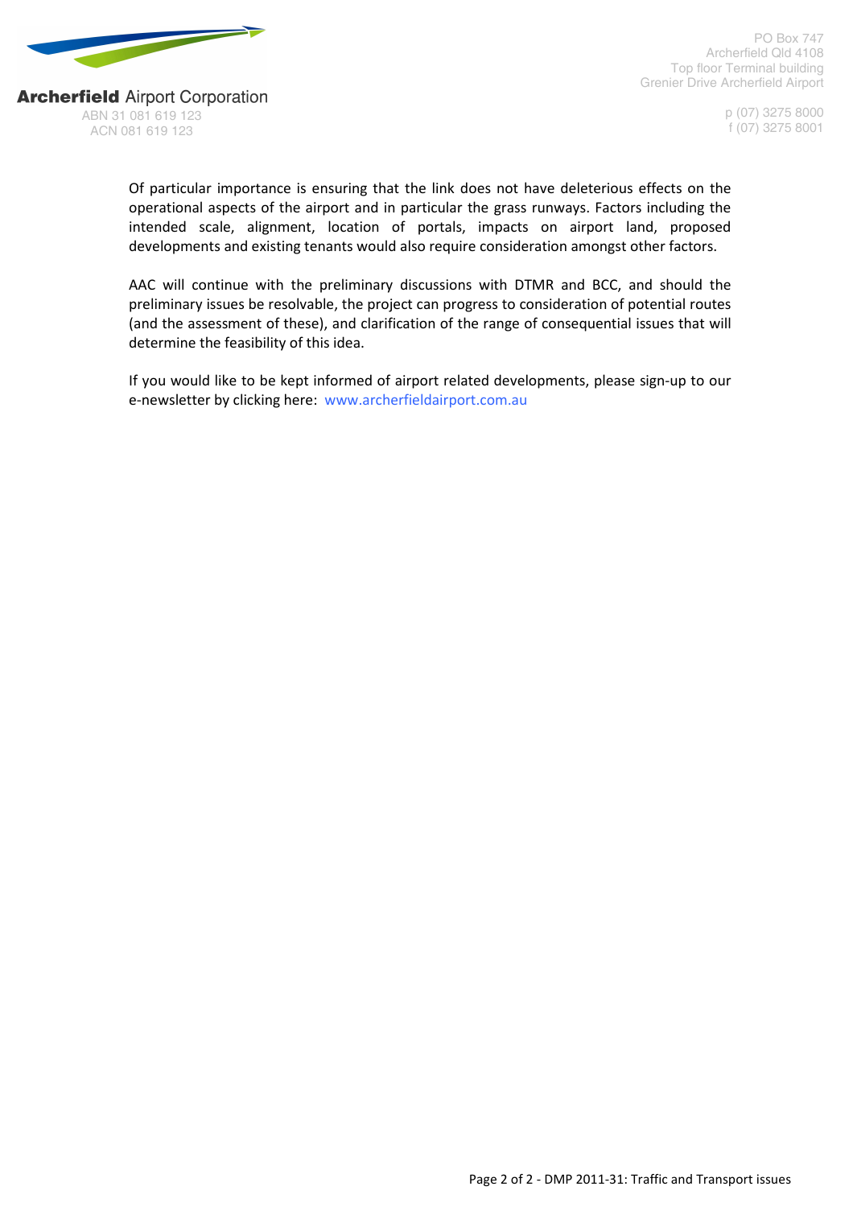Of particular importance is ensuring that the link does not have deleterious effects on the operational aspects of the airport and in particular the grass runways. Factors including the intended scale, alignment, location of portals, impacts on airport land, proposed developments and existing tenants would also require consideration amongst other factors.

AAC will continue with the preliminary discussions with DTMR and BCC, and should the preliminary issues be resolvable, the project can progress to consideration of potential routes (and the assessment of these), and clarification of the range of consequential issues that will determine the feasibility of this idea.

If you would like to be kept informed of airport related developments, please sign-up to our e-newsletter by clicking here: www.archerfieldairport.com.au